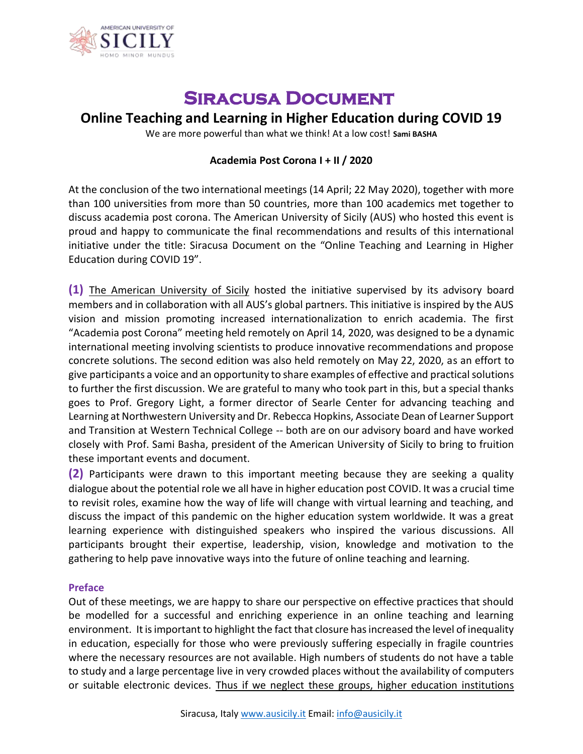# Siracusa Document

## Online Teaching and Learning in Higher Education during COVID 19

We are more powerful than what we think! At a low cost! **Sami BASHA**

**Academia Post Corona I + II / 2020**

At the conclusion of the two international meetings (14 April; 22 May 2020), together with more than 100 universities from more than 50 countries, more than 100 academics met together to discuss academia post corona. The American University of Sicily (AUS) who hosted this event is proud and happy to communicate the final recommendations and results of this international initiative under the title: Siracusa Document on the "Online Teaching and Learning in Higher Education during COVID 19".

**(1)** The American University of Sicily hosted the initiative supervised by its advisory board members and in collaboration with all AUS's global partners. This initiative is inspired by the AUS vision and mission promoting increased internationalization to enrich academia. The first "Academia post Corona" meeting held remotely on April 14, 2020, was designed to be a dynamic international meeting involving scientists to produce innovative recommendations and propose concrete solutions. The second edition was also held remotely on May 22, 2020, as an effort to give participants a voice and an opportunity to share examples of effective and practical solutions to further the first discussion. We are grateful to many who took part in this, but a special thanks goes to Prof. Gregory Light, a former director of Searle Center for advancing teaching and Learning at Northwestern University and Dr. Rebecca Hopkins, Associate Dean of Learner Support and Transition at Western Technical College -- both are on our advisory board and have worked closely with Prof. Sami Basha, president of the American University of Sicily to bring to fruition these important events and document.

**(2)** Participants were drawn to this important meeting because they are seeking a quality dialogue about the potential role we all have in higher education post COVID. It was a crucial time to revisit roles, examine how the way of life will change with virtual learning and teaching, and discuss the impact of this pandemic on the higher education system worldwide. It was a great learning experience with distinguished speakers who inspired the various discussions. All participants brought their expertise, leadership, vision, knowledge and motivation to the gathering to help pave innovative ways into the future of online teaching and learning.

### Preface

Out of these meetings, we are happy to share our perspective on effective practices that should be modelled for a successful and enriching experience in an online teaching and learning environment. It is important to highlight the fact that closure has increased the level of inequality in education, especially for those who were previously suffering especially in fragile countries where the necessary resources are not available. High numbers of students do not have a table to study and a large percentage live in very crowded places without the availability of computers or suitable electronic devices. Thus if we neglect these groups, higher education institutions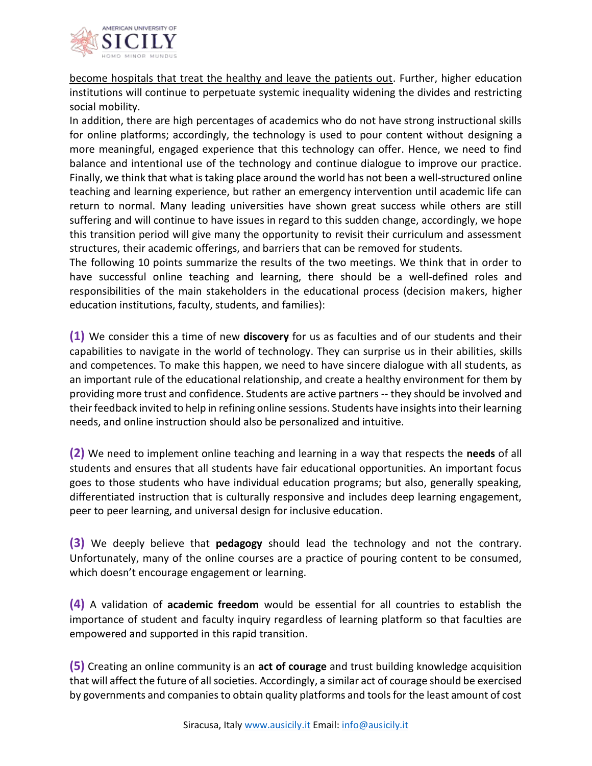<u>become hospitals that treat the healthy and leave the patients out</u>. Further, higher education institutions will continue to perpetuate systemic inequality widening the divides and restricting social mobility.

In addition, there are high percentages of academics who do not have strong instructional skills for online platforms; accordingly, the technology is used to pour content without designing a more meaningful, engaged experience that this technology can offer. Hence, we need to find balance and intentional use of the technology and continue dialogue to improve our practice. Finally, we think that what is taking place around the world has not been a well-structured online teaching and learning experience, but rather an emergency intervention until academic life can return to normal. Many leading universities have shown great success while others are still suffering and will continue to have issues in regard to this sudden change, accordingly, we hope this transition period will give many the opportunity to revisit their curriculum and assessment structures, their academic offerings, and barriers that can be removed for students.

The following 10 points summarize the results of the two meetings. We think that in order to have successful online teaching and learning, there should be a well-defined roles and responsibilities of the main stakeholders in the educational process (decision makers, higher education institutions, faculty, students, and families):

**(1)** We consider this a time of new **discovery** for us as faculties and of our students and their capabilities to navigate in the world of technology. They can surprise us in their abilities, skills and competences. To make this happen, we need to have sincere dialogue with all students, as an important rule of the educational relationship, and create a healthy environment for them by providing more trust and confidence. Students are active partners -- they should be involved and their feedback invited to help in refining online sessions. Students have insights into their learning needs, and online instruction should also be personalized and intuitive.

**(2)** We need to implement online teaching and learning in a way that respects the **needs** of all students and ensures that all students have fair educational opportunities. An important focus goes to those students who have individual education programs; but also, generally speaking, differentiated instruction that is culturally responsive and includes deep learning engagement, peer to peer learning, and universal design for inclusive education.

**(3)** We deeply believe that **pedagogy** should lead the technology and not the contrary. Unfortunately, many of the online courses are a practice of pouring content to be consumed, which doesn't encourage engagement or learning.

**(4)** A validation of **academic freedom** would be essential for all countries to establish the importance of student and faculty inquiry regardless of learning platform so that faculties are empowered and supported in this rapid transition.

**(5)** Creating an online community is an **act of courage** and trust building knowledge acquisition that will affect the future of all societies. Accordingly, a similar act of courage should be exercised by governments and companies to obtain quality platforms and tools for the least amount of cost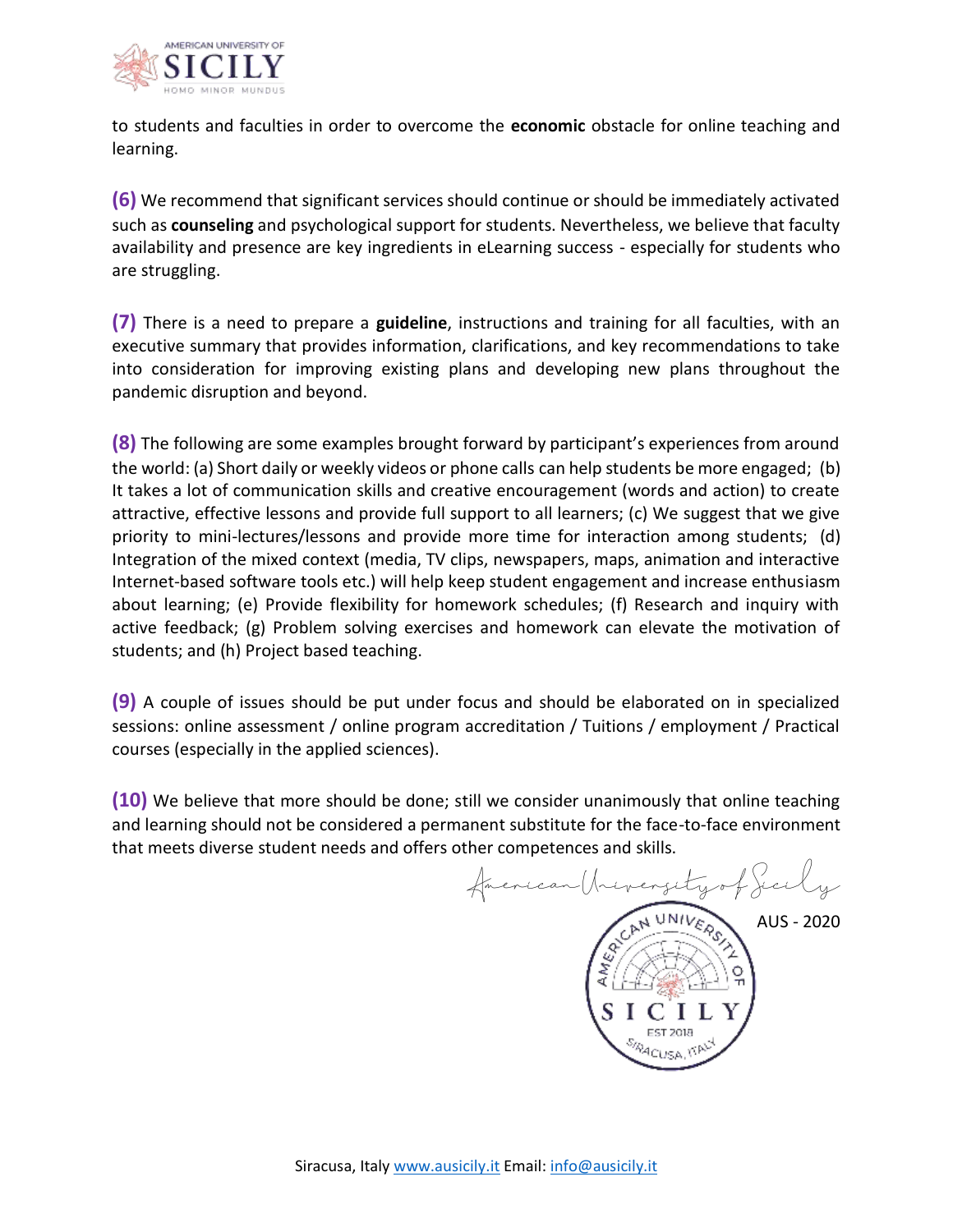to students and faculties in order to overcome the **economic** obstacle for online teaching and learning.

**(6)** We recommend that significant services should continue or should be immediately activated such as **counseling** and psychological support for students. Nevertheless, we believe that faculty availability and presence are key ingredients in eLearning success - especially for students who are struggling.

**(7)** There is a need to prepare a **guideline**, instructions and training for all faculties, with an executive summary that provides information, clarifications, and key recommendations to take into consideration for improving existing plans and developing new plans throughout the pandemic disruption and beyond.

**(8)** The following are some examples brought forward by participant's experiences from around the world: (a) Short daily or weekly videos or phone calls can help students be more engaged; (b) It takes a lot of communication skills and creative encouragement (words and action) to create attractive, effective lessons and provide full support to all learners; (c) We suggest that we give priority to mini-lectures/lessons and provide more time for interaction among students; (d) Integration of the mixed context (media, TV clips, newspapers, maps, animation and interactive Internet-based software tools etc.) will help keep student engagement and increase enthusiasm about learning; (e) Provide flexibility for homework schedules; (f) Research and inquiry with active feedback; (g) Problem solving exercises and homework can elevate the motivation of students; and (h) Project based teaching.

**(9)** A couple of issues should be put under focus and should be elaborated on in specialized sessions: online assessment / online program accreditation / Tuitions / employment / Practical courses (especially in the applied sciences).

**(10)** We believe that more should be done; still we consider unanimously that online teaching and learning should not be considered a permanent substitute for the face-to-face environment that meets diverse student needs and offers other competences and skills.

American University of Sicily

AUS - 2020

Siracusa, Italy www.ausicily.it Email: info@ausicily.it